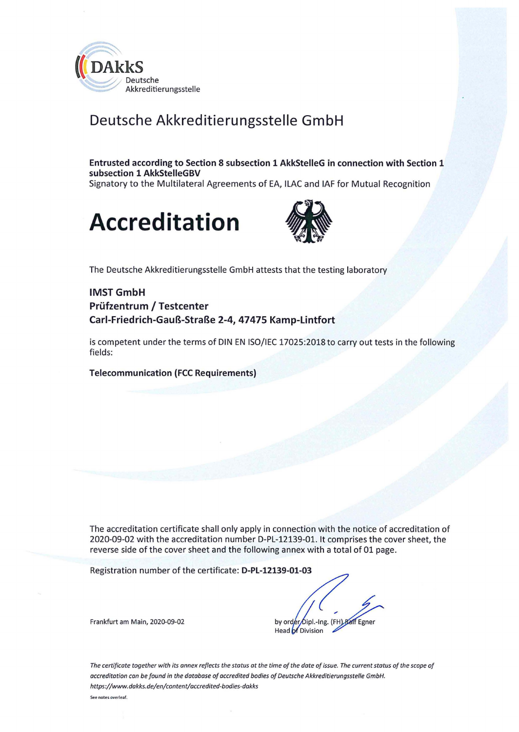DAkkS
Deutsche
Akkreditierungsstelle

# Deutsche Akkreditierungsstelle GmbH

**Entrusted according to Section 8 subsection 1 AkkStelleG in connection with Section 1 subsection 1 AkkStelleGBV**
Signatory to the Multilateral Agreements of EA, ILAC and IAF for Mutual Recognition

# Accreditation

The Deutsche Akkreditierungsstelle GmbH attests that the testing laboratory

**IMST GmbH**
**Prüfzentrum / Testcenter**
**Carl-Friedrich-Gauß-Straße 2-4, 47475 Kamp-Lintfort**

is competent under the terms of DIN EN ISO/IEC 17025:2018 to carry out tests in the following fields:

**Telecommunication (FCC Requirements)**

The accreditation certificate shall only apply in connection with the notice of accreditation of 2020-09-02 with the accreditation number D-PL-12139-01. It comprises the cover sheet, the reverse side of the cover sheet and the following annex with a total of 01 page.

Registration number of the certificate: **D-PL-12139-01-03**

Frankfurt am Main, 2020-09-02

by order Dipl.-Ing. (FH) Ralf Egner
Head of Division

*The certificate together with its annex reflects the status at the time of the date of issue. The current status of the scope of accreditation can be found in the database of accredited bodies of Deutsche Akkreditierungsstelle GmbH.*
*https://www.dakks.de/en/content/accredited-bodies-dakks*

See notes overleaf.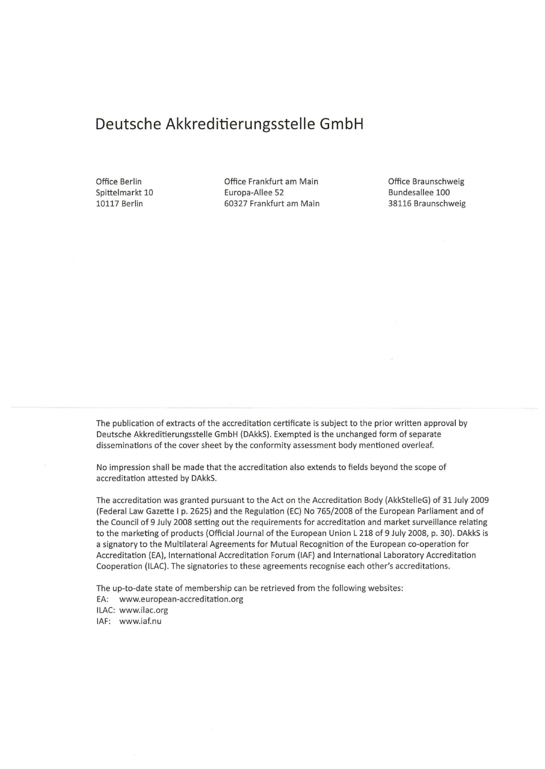# Deutsche Akkreditierungsstelle GmbH

Office Berlin
Spittelmarkt 10
10117 Berlin

Office Frankfurt am Main
Europa-Allee 52
60327 Frankfurt am Main

Office Braunschweig
Bundesallee 100
38116 Braunschweig

---

The publication of extracts of the accreditation certificate is subject to the prior written approval by Deutsche Akkreditierungsstelle GmbH (DAkkS). Exempted is the unchanged form of separate disseminations of the cover sheet by the conformity assessment body mentioned overleaf.

No impression shall be made that the accreditation also extends to fields beyond the scope of accreditation attested by DAkkS.

The accreditation was granted pursuant to the Act on the Accreditation Body (AkkStelleG) of 31 July 2009 (Federal Law Gazette I p. 2625) and the Regulation (EC) No 765/2008 of the European Parliament and of the Council of 9 July 2008 setting out the requirements for accreditation and market surveillance relating to the marketing of products (Official Journal of the European Union L 218 of 9 July 2008, p. 30). DAkkS is a signatory to the Multilateral Agreements for Mutual Recognition of the European co-operation for Accreditation (EA), International Accreditation Forum (IAF) and International Laboratory Accreditation Cooperation (ILAC). The signatories to these agreements recognise each other's accreditations.

The up-to-date state of membership can be retrieved from the following websites:
EA: www.european-accreditation.org
ILAC: www.ilac.org
IAF: www.iaf.nu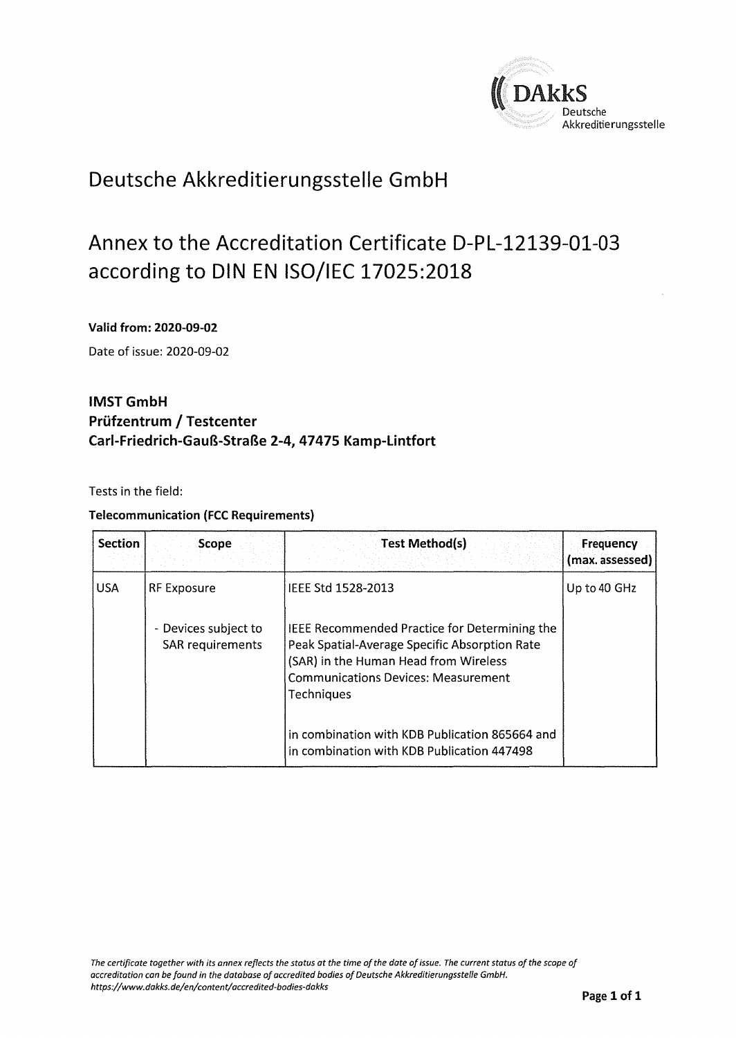DAkkS
Deutsche
Akkreditierungsstelle

# Deutsche Akkreditierungsstelle GmbH

## Annex to the Accreditation Certificate D-PL-12139-01-03 according to DIN EN ISO/IEC 17025:2018

**Valid from: 2020-09-02**

Date of issue: 2020-09-02

**IMST GmbH**
**Prüfzentrum / Testcenter**
**Carl-Friedrich-Gauß-Straße 2-4, 47475 Kamp-Lintfort**

Tests in the field:

**Telecommunication (FCC Requirements)**

| Section | Scope | Test Method(s) | Frequency (max. assessed) |
|---|---|---|---|
| USA | RF Exposure<br><br>- Devices subject to SAR requirements | IEEE Std 1528-2013<br><br>IEEE Recommended Practice for Determining the Peak Spatial-Average Specific Absorption Rate (SAR) in the Human Head from Wireless Communications Devices: Measurement Techniques<br><br>in combination with KDB Publication 865664 and in combination with KDB Publication 447498 | Up to 40 GHz |

*The certificate together with its annex reflects the status at the time of the date of issue. The current status of the scope of accreditation can be found in the database of accredited bodies of Deutsche Akkreditierungsstelle GmbH. https://www.dakks.de/en/content/accredited-bodies-dakks*